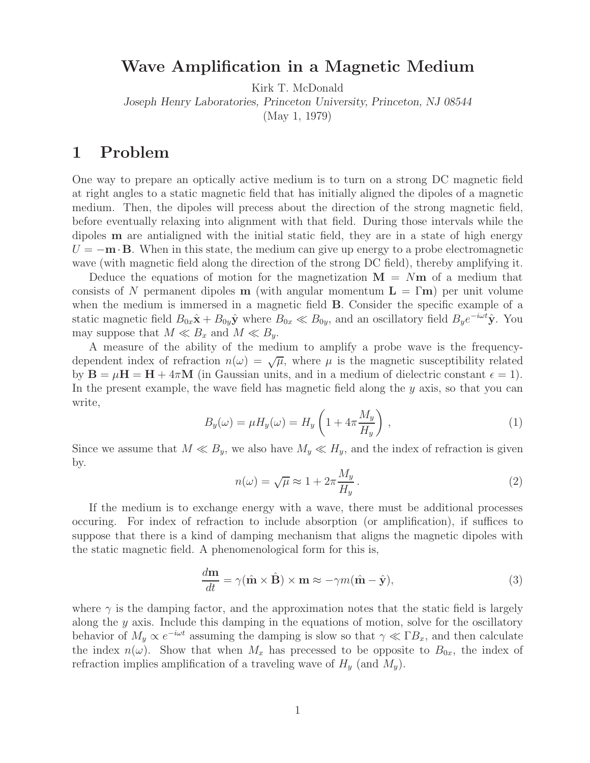# Wave Amplification in a Magnetic Medium

Kirk T. McDonald

*Joseph Henry Laboratories, Princeton University, Princeton, NJ 08544*

(May 1, 1979)

## 1 Problem

One way to prepare an optically active medium is to turn on a strong DC magnetic field at right angles to a static magnetic field that has initially aligned the dipoles of a magnetic medium. Then, the dipoles will precess about the direction of the strong magnetic field, before eventually relaxing into alignment with that field. During those intervals while the dipoles $\mathbf{m}$ are antialigned with the initial static field, they are in a state of high energy $U = -\mathbf{m}\cdot\mathbf{B}$. When in this state, the medium can give up energy to a probe electromagnetic wave (with magnetic field along the direction of the strong DC field), thereby amplifying it.

Deduce the equations of motion for the magnetization $\mathbf{M} = N\mathbf{m}$ of a medium that consists of $N$ permanent dipoles $\mathbf{m}$ (with angular momentum $\mathbf{L} = \Gamma\mathbf{m}$) per unit volume when the medium is immersed in a magnetic field $\mathbf{B}$. Consider the specific example of a static magnetic field $B_{0x}\hat{\mathbf{x}} + B_{0y}\hat{\mathbf{y}}$ where $B_{0x} \ll B_{0y}$, and an oscillatory field $B_y e^{-i\omega t}\hat{\mathbf{y}}$. You may suppose that $M \ll B_x$ and $M \ll B_y$.

A measure of the ability of the medium to amplify a probe wave is the frequency-dependent index of refraction $n(\omega) = \sqrt{\mu}$, where $\mu$ is the magnetic susceptibility related by $\mathbf{B} = \mu\mathbf{H} = \mathbf{H} + 4\pi\mathbf{M}$ (in Gaussian units, and in a medium of dielectric constant $\epsilon = 1$). In the present example, the wave field has magnetic field along the $y$ axis, so that you can write,

$$B_y(\omega) = \mu H_y(\omega) = H_y\left(1 + 4\pi\frac{M_y}{H_y}\right), \tag{1}$$

Since we assume that $M \ll B_y$, we also have $M_y \ll H_y$, and the index of refraction is given by.

$$n(\omega) = \sqrt{\mu} \approx 1 + 2\pi\frac{M_y}{H_y}. \tag{2}$$

If the medium is to exchange energy with a wave, there must be additional processes occuring. For index of refraction to include absorption (or amplification), if suffices to suppose that there is a kind of damping mechanism that aligns the magnetic dipoles with the static magnetic field. A phenomenological form for this is,

$$\frac{d\mathbf{m}}{dt} = \gamma(\hat{\mathbf{m}}\times\hat{\mathbf{B}})\times\mathbf{m} \approx -\gamma m(\hat{\mathbf{m}} - \hat{\mathbf{y}}), \tag{3}$$

where $\gamma$ is the damping factor, and the approximation notes that the static field is largely along the $y$ axis. Include this damping in the equations of motion, solve for the oscillatory behavior of $M_y \propto e^{-i\omega t}$ assuming the damping is slow so that $\gamma \ll \Gamma B_x$, and then calculate the index $n(\omega)$. Show that when $M_x$ has precessed to be opposite to $B_{0x}$, the index of refraction implies amplification of a traveling wave of $H_y$ (and $M_y$).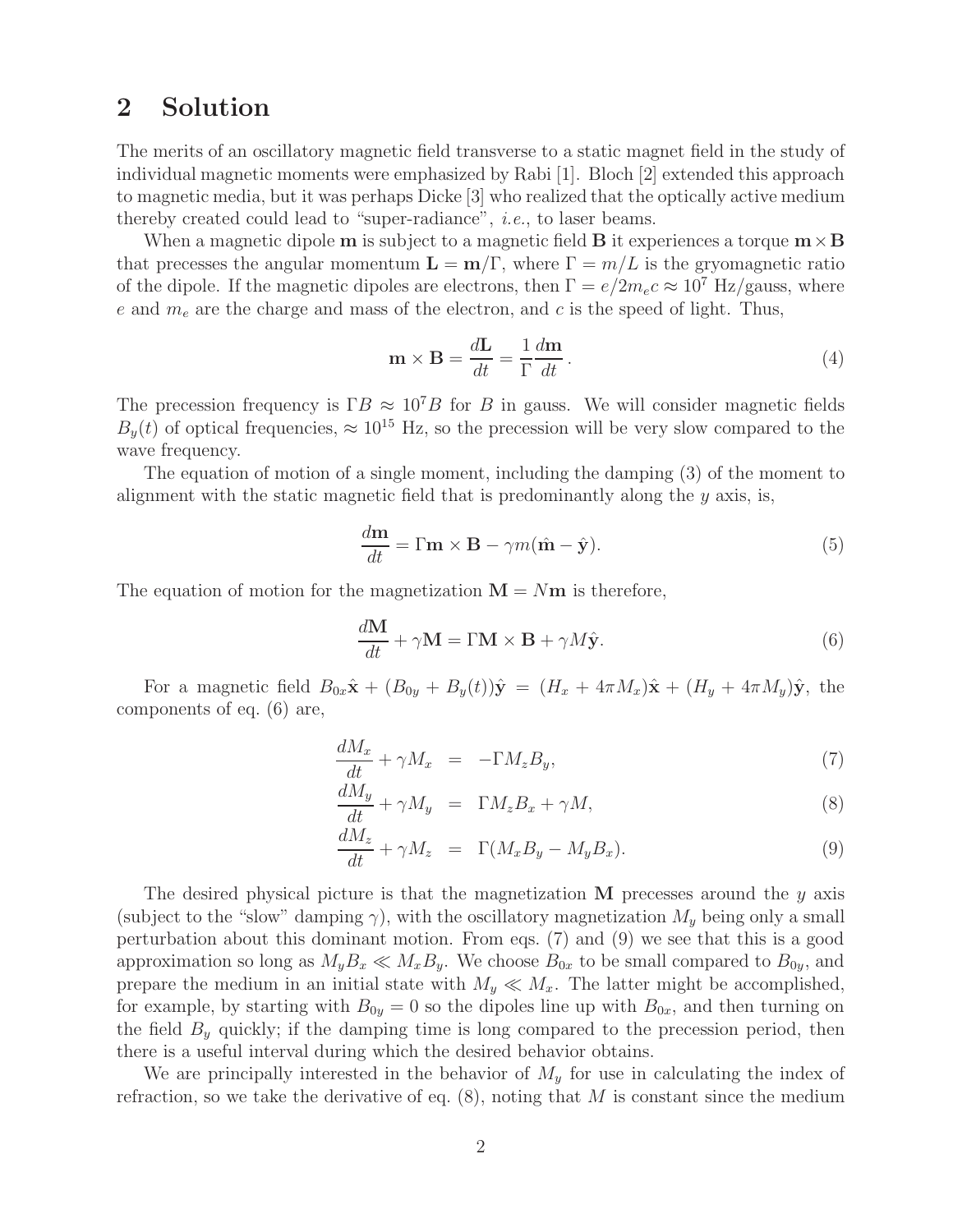## 2 Solution

The merits of an oscillatory magnetic field transverse to a static magnet field in the study of individual magnetic moments were emphasized by Rabi [1]. Bloch [2] extended this approach to magnetic media, but it was perhaps Dicke [3] who realized that the optically active medium thereby created could lead to "super-radiance", *i.e.*, to laser beams.

When a magnetic dipole $\mathbf{m}$ is subject to a magnetic field $\mathbf{B}$ it experiences a torque $\mathbf{m}\times\mathbf{B}$ that precesses the angular momentum $\mathbf{L} = \mathbf{m}/\Gamma$, where $\Gamma = m/L$ is the gryomagnetic ratio of the dipole. If the magnetic dipoles are electrons, then $\Gamma = e/2m_e c \approx 10^7$ Hz/gauss, where $e$ and $m_e$ are the charge and mass of the electron, and $c$ is the speed of light. Thus,

$$\mathbf{m}\times\mathbf{B} = \frac{d\mathbf{L}}{dt} = \frac{1}{\Gamma}\frac{d\mathbf{m}}{dt}\,. \tag{4}$$

The precession frequency is $\Gamma B \approx 10^7 B$ for $B$ in gauss. We will consider magnetic fields $B_y(t)$ of optical frequencies, $\approx 10^{15}$ Hz, so the precession will be very slow compared to the wave frequency.

The equation of motion of a single moment, including the damping (3) of the moment to alignment with the static magnetic field that is predominantly along the $y$ axis, is,

$$\frac{d\mathbf{m}}{dt} = \Gamma\mathbf{m}\times\mathbf{B} - \gamma m(\hat{\mathbf{m}} - \hat{\mathbf{y}}). \tag{5}$$

The equation of motion for the magnetization $\mathbf{M} = N\mathbf{m}$ is therefore,

$$\frac{d\mathbf{M}}{dt} + \gamma\mathbf{M} = \Gamma\mathbf{M}\times\mathbf{B} + \gamma M\hat{\mathbf{y}}. \tag{6}$$

For a magnetic field $B_{0x}\hat{\mathbf{x}} + (B_{0y} + B_y(t))\hat{\mathbf{y}} = (H_x + 4\pi M_x)\hat{\mathbf{x}} + (H_y + 4\pi M_y)\hat{\mathbf{y}}$, the components of eq. (6) are,

$$\frac{dM_x}{dt} + \gamma M_x = -\Gamma M_z B_y, \tag{7}$$

$$\frac{dM_y}{dt} + \gamma M_y = \Gamma M_z B_x + \gamma M, \tag{8}$$

$$\frac{dM_z}{dt} + \gamma M_z = \Gamma(M_x B_y - M_y B_x). \tag{9}$$

The desired physical picture is that the magnetization $\mathbf{M}$ precesses around the $y$ axis (subject to the "slow" damping $\gamma$), with the oscillatory magnetization $M_y$ being only a small perturbation about this dominant motion. From eqs. (7) and (9) we see that this is a good approximation so long as $M_y B_x \ll M_x B_y$. We choose $B_{0x}$ to be small compared to $B_{0y}$, and prepare the medium in an initial state with $M_y \ll M_x$. The latter might be accomplished, for example, by starting with $B_{0y} = 0$ so the dipoles line up with $B_{0x}$, and then turning on the field $B_y$ quickly; if the damping time is long compared to the precession period, then there is a useful interval during which the desired behavior obtains.

We are principally interested in the behavior of $M_y$ for use in calculating the index of refraction, so we take the derivative of eq. (8), noting that $M$ is constant since the medium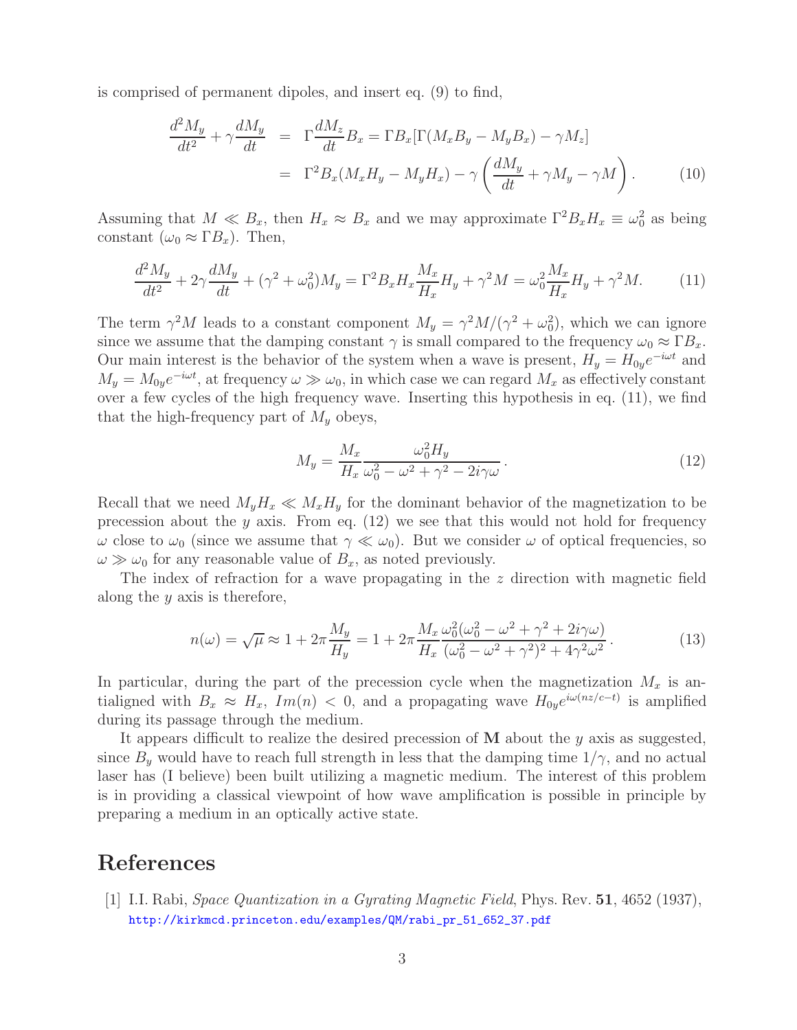is comprised of permanent dipoles, and insert eq. (9) to find,

$$\begin{aligned} \frac{d^2 M_y}{dt^2} + \gamma \frac{dM_y}{dt} &= \Gamma \frac{dM_z}{dt} B_x = \Gamma B_x [\Gamma (M_x B_y - M_y B_x) - \gamma M_z] \\ &= \Gamma^2 B_x (M_x H_y - M_y H_x) - \gamma \left( \frac{dM_y}{dt} + \gamma M_y - \gamma M \right). \end{aligned} \tag{10}$$

Assuming that $M \ll B_x$, then $H_x \approx B_x$ and we may approximate $\Gamma^2 B_x H_x \equiv \omega_0^2$ as being constant ($\omega_0 \approx \Gamma B_x$). Then,

$$\frac{d^2 M_y}{dt^2} + 2\gamma \frac{dM_y}{dt} + (\gamma^2 + \omega_0^2) M_y = \Gamma^2 B_x H_x \frac{M_x}{H_x} H_y + \gamma^2 M = \omega_0^2 \frac{M_x}{H_x} H_y + \gamma^2 M. \tag{11}$$

The term $\gamma^2 M$ leads to a constant component $M_y = \gamma^2 M/(\gamma^2 + \omega_0^2)$, which we can ignore since we assume that the damping constant $\gamma$ is small compared to the frequency $\omega_0 \approx \Gamma B_x$. Our main interest is the behavior of the system when a wave is present, $H_y = H_{0y} e^{-i\omega t}$ and $M_y = M_{0y} e^{-i\omega t}$, at frequency $\omega \gg \omega_0$, in which case we can regard $M_x$ as effectively constant over a few cycles of the high frequency wave. Inserting this hypothesis in eq. (11), we find that the high-frequency part of $M_y$ obeys,

$$M_y = \frac{M_x}{H_x} \frac{\omega_0^2 H_y}{\omega_0^2 - \omega^2 + \gamma^2 - 2i\gamma\omega}. \tag{12}$$

Recall that we need $M_y H_x \ll M_x H_y$ for the dominant behavior of the magnetization to be precession about the $y$ axis. From eq. (12) we see that this would not hold for frequency $\omega$ close to $\omega_0$ (since we assume that $\gamma \ll \omega_0$). But we consider $\omega$ of optical frequencies, so $\omega \gg \omega_0$ for any reasonable value of $B_x$, as noted previously.

The index of refraction for a wave propagating in the $z$ direction with magnetic field along the $y$ axis is therefore,

$$n(\omega) = \sqrt{\mu} \approx 1 + 2\pi \frac{M_y}{H_y} = 1 + 2\pi \frac{M_x}{H_x} \frac{\omega_0^2 (\omega_0^2 - \omega^2 + \gamma^2 + 2i\gamma\omega)}{(\omega_0^2 - \omega^2 + \gamma^2)^2 + 4\gamma^2\omega^2}. \tag{13}$$

In particular, during the part of the precession cycle when the magnetization $M_x$ is antialigned with $B_x \approx H_x$, $Im(n) < 0$, and a propagating wave $H_{0y} e^{i\omega(nz/c - t)}$ is amplified during its passage through the medium.

It appears difficult to realize the desired precession of $\mathbf{M}$ about the $y$ axis as suggested, since $B_y$ would have to reach full strength in less that the damping time $1/\gamma$, and no actual laser has (I believe) been built utilizing a magnetic medium. The interest of this problem is in providing a classical viewpoint of how wave amplification is possible in principle by preparing a medium in an optically active state.

# References

[1] I.I. Rabi, *Space Quantization in a Gyrating Magnetic Field*, Phys. Rev. **51**, 4652 (1937), http://kirkmcd.princeton.edu/examples/QM/rabi_pr_51_652_37.pdf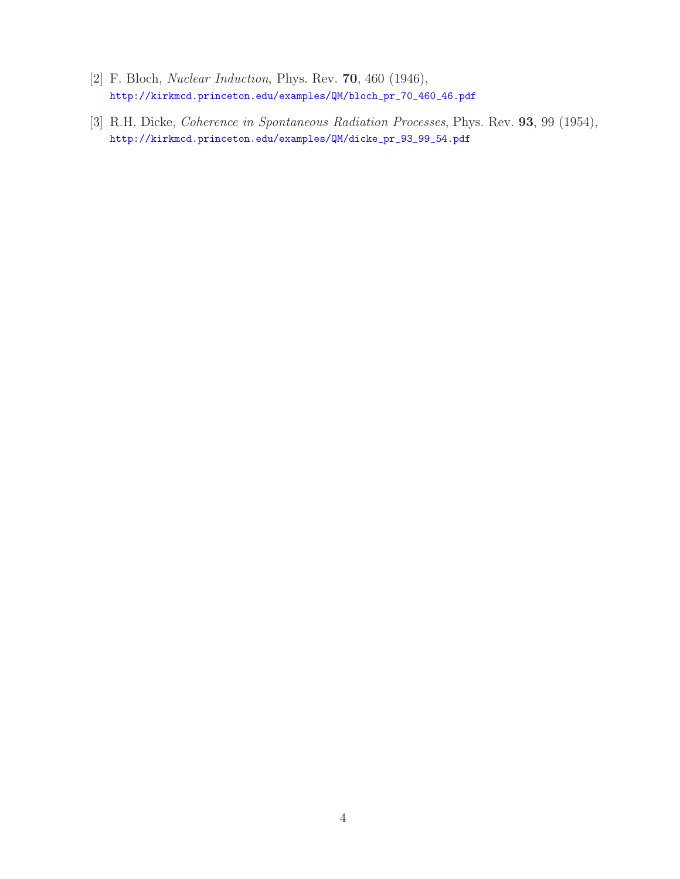[2] F. Bloch, *Nuclear Induction*, Phys. Rev. **70**, 460 (1946),
http://kirkmcd.princeton.edu/examples/QM/bloch_pr_70_460_46.pdf

[3] R.H. Dicke, *Coherence in Spontaneous Radiation Processes*, Phys. Rev. **93**, 99 (1954),
http://kirkmcd.princeton.edu/examples/QM/dicke_pr_93_99_54.pdf